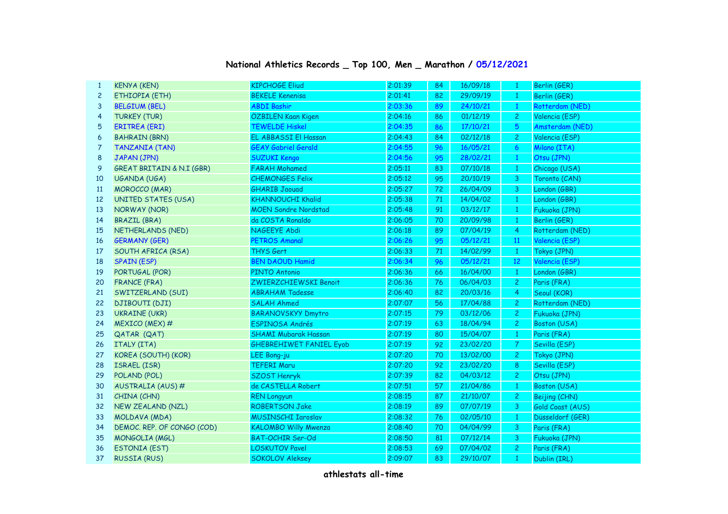# National Athletics Records _ Top 100, Men _ Marathon / 05/12/2021

| | | | | | | | |
|---|---|---|---|---|---|---|---|
| 1 | KENYA (KEN) | KIPCHOGE Eliud | 2:01:39 | 84 | 16/09/18 | 1 | Berlin (GER) |
| 2 | ETHIOPIA (ETH) | BEKELE Kenenisa | 2:01:41 | 82 | 29/09/19 | 1 | Berlin (GER) |
| 3 | BELGIUM (BEL) | ABDI Bashir | 2:03:36 | 89 | 24/10/21 | 1 | Rotterdam (NED) |
| 4 | TURKEY (TUR) | ÖZBILEN Kaan Kigen | 2:04:16 | 86 | 01/12/19 | 2 | Valencia (ESP) |
| 5 | ERITREA (ERI) | TEWELDE Hiskel | 2:04:35 | 86 | 17/10/21 | 5 | Amsterdam (NED) |
| 6 | BAHRAIN (BRN) | EL ABBASSI El Hassan | 2:04:43 | 84 | 02/12/18 | 2 | Valencia (ESP) |
| 7 | TANZANIA (TAN) | GEAY Gabriel Gerald | 2:04:55 | 96 | 16/05/21 | 6 | Milano (ITA) |
| 8 | JAPAN (JPN) | SUZUKI Kengo | 2:04:56 | 95 | 28/02/21 | 1 | Otsu (JPN) |
| 9 | GREAT BRITAIN & N.I (GBR) | FARAH Mohamed | 2:05:11 | 83 | 07/10/18 | 1 | Chicago (USA) |
| 10 | UGANDA (UGA) | CHEMONGES Felix | 2:05:12 | 95 | 20/10/19 | 3 | Toronto (CAN) |
| 11 | MOROCCO (MAR) | GHARIB Jaouad | 2:05:27 | 72 | 26/04/09 | 3 | London (GBR) |
| 12 | UNITED STATES (USA) | KHANNOUCHI Khalid | 2:05:38 | 71 | 14/04/02 | 1 | London (GBR) |
| 13 | NORWAY (NOR) | MOEN Sondre Nordstad | 2:05:48 | 91 | 03/12/17 | 1 | Fukuoka (JPN) |
| 14 | BRAZIL (BRA) | da COSTA Ronaldo | 2:06:05 | 70 | 20/09/98 | 1 | Berlin (GER) |
| 15 | NETHERLANDS (NED) | NAGEEYE Abdi | 2:06:18 | 89 | 07/04/19 | 4 | Rotterdam (NED) |
| 16 | GERMANY (GER) | PETROS Amanal | 2:06:26 | 95 | 05/12/21 | 11 | Valencia (ESP) |
| 17 | SOUTH AFRICA (RSA) | THYS Gert | 2:06:33 | 71 | 14/02/99 | 1 | Tokyo (JPN) |
| 18 | SPAIN (ESP) | BEN DAOUD Hamid | 2:06:34 | 96 | 05/12/21 | 12 | Valencia (ESP) |
| 19 | PORTUGAL (POR) | PINTO Antonio | 2:06:36 | 66 | 16/04/00 | 1 | London (GBR) |
| 20 | FRANCE (FRA) | ZWIERZCHIEWSKI Benoit | 2:06:36 | 76 | 06/04/03 | 2 | Paris (FRA) |
| 21 | SWITZERLAND (SUI) | ABRAHAM Tadesse | 2:06:40 | 82 | 20/03/16 | 4 | Seoul (KOR) |
| 22 | DJIBOUTI (DJI) | SALAH Ahmed | 2:07:07 | 56 | 17/04/88 | 2 | Rotterdam (NED) |
| 23 | UKRAINE (UKR) | BARANOVSKYY Dmytro | 2:07:15 | 79 | 03/12/06 | 2 | Fukuoka (JPN) |
| 24 | MEXICO (MEX) # | ESPINOSA Andrés | 2:07:19 | 63 | 18/04/94 | 2 | Boston (USA) |
| 25 | QATAR (QAT) | SHAMI Mubarak Hassan | 2:07:19 | 80 | 15/04/07 | 1 | Paris (FRA) |
| 26 | ITALY (ITA) | GHEBREHIWET FANIEL Eyob | 2:07:19 | 92 | 23/02/20 | 7 | Sevilla (ESP) |
| 27 | KOREA (SOUTH) (KOR) | LEE Bong-ju | 2:07:20 | 70 | 13/02/00 | 2 | Tokyo (JPN) |
| 28 | ISRAEL (ISR) | TEFERI Maru | 2:07:20 | 92 | 23/02/20 | 8 | Sevilla (ESP) |
| 29 | POLAND (POL) | SZOST Henryk | 2:07:39 | 82 | 04/03/12 | 2 | Otsu (JPN) |
| 30 | AUSTRALIA (AUS) # | de CASTELLA Robert | 2:07:51 | 57 | 21/04/86 | 1 | Boston (USA) |
| 31 | CHINA (CHN) | REN Longyun | 2:08:15 | 87 | 21/10/07 | 2 | Beijing (CHN) |
| 32 | NEW ZEALAND (NZL) | ROBERTSON Jake | 2:08:19 | 89 | 07/07/19 | 3 | Gold Coast (AUS) |
| 33 | MOLDAVA (MDA) | MUSINSCHI Iaroslav | 2:08:32 | 76 | 02/05/10 | 1 | Düsseldorf (GER) |
| 34 | DEMOC. REP. OF CONGO (COD) | KALOMBO Willy Mwenza | 2:08:40 | 70 | 04/04/99 | 3 | Paris (FRA) |
| 35 | MONGOLIA (MGL) | BAT-OCHIR Ser-Od | 2:08:50 | 81 | 07/12/14 | 3 | Fukuoka (JPN) |
| 36 | ESTONIA (EST) | LOSKUTOV Pavel | 2:08:53 | 69 | 07/04/02 | 2 | Paris (FRA) |
| 37 | RUSSIA (RUS) | SOKOLOV Aleksey | 2:09:07 | 83 | 29/10/07 | 1 | Dublin (IRL) |

**athlestats all-time**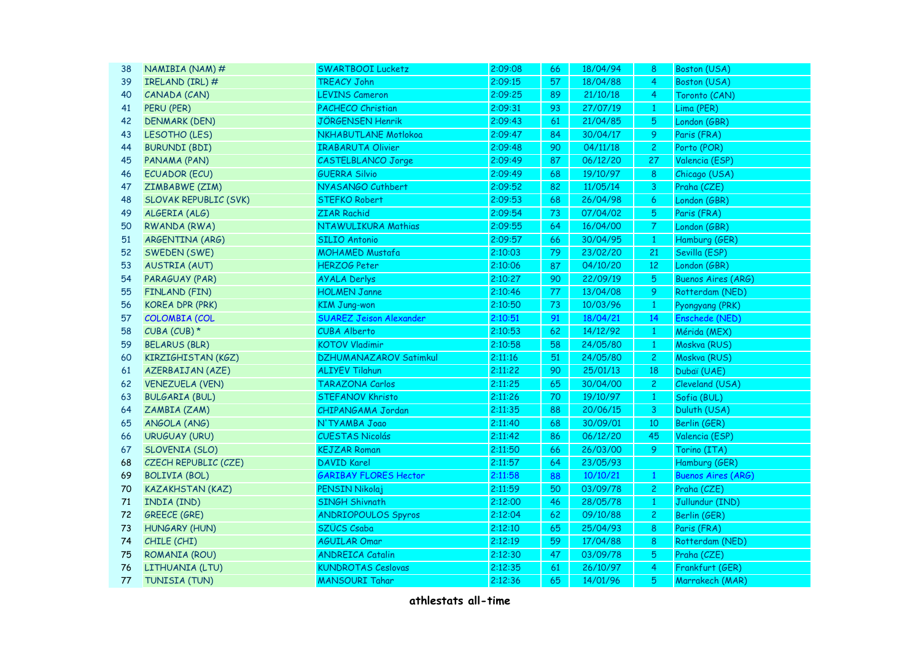| | | | | | | | |
|---|---|---|---|---|---|---|---|
| 38 | NAMIBIA (NAM) # | SWARTBOOI Lucketz | 2:09:08 | 66 | 18/04/94 | 8 | Boston (USA) |
| 39 | IRELAND (IRL) # | TREACY John | 2:09:15 | 57 | 18/04/88 | 4 | Boston (USA) |
| 40 | CANADA (CAN) | LEVINS Cameron | 2:09:25 | 89 | 21/10/18 | 4 | Toronto (CAN) |
| 41 | PERU (PER) | PACHECO Christian | 2:09:31 | 93 | 27/07/19 | 1 | Lima (PER) |
| 42 | DENMARK (DEN) | JÖRGENSEN Henrik | 2:09:43 | 61 | 21/04/85 | 5 | London (GBR) |
| 43 | LESOTHO (LES) | NKHABUTLANE Motlokoa | 2:09:47 | 84 | 30/04/17 | 9 | Paris (FRA) |
| 44 | BURUNDI (BDI) | IRABARUTA Olivier | 2:09:48 | 90 | 04/11/18 | 2 | Porto (POR) |
| 45 | PANAMA (PAN) | CASTELBLANCO Jorge | 2:09:49 | 87 | 06/12/20 | 27 | Valencia (ESP) |
| 46 | ECUADOR (ECU) | GUERRA Silvio | 2:09:49 | 68 | 19/10/97 | 8 | Chicago (USA) |
| 47 | ZIMBABWE (ZIM) | NYASANGO Cuthbert | 2:09:52 | 82 | 11/05/14 | 3 | Praha (CZE) |
| 48 | SLOVAK REPUBLIC (SVK) | STEFKO Robert | 2:09:53 | 68 | 26/04/98 | 6 | London (GBR) |
| 49 | ALGERIA (ALG) | ZIAR Rachid | 2:09:54 | 73 | 07/04/02 | 5 | Paris (FRA) |
| 50 | RWANDA (RWA) | NTAWULIKURA Mathias | 2:09:55 | 64 | 16/04/00 | 7 | London (GBR) |
| 51 | ARGENTINA (ARG) | SILIO Antonio | 2:09:57 | 66 | 30/04/95 | 1 | Hamburg (GER) |
| 52 | SWEDEN (SWE) | MOHAMED Mustafa | 2:10:03 | 79 | 23/02/20 | 21 | Sevilla (ESP) |
| 53 | AUSTRIA (AUT) | HERZOG Peter | 2:10:06 | 87 | 04/10/20 | 12 | London (GBR) |
| 54 | PARAGUAY (PAR) | AYALA Derlys | 2:10:27 | 90 | 22/09/19 | 5 | Buenos Aires (ARG) |
| 55 | FINLAND (FIN) | HOLMEN Janne | 2:10:46 | 77 | 13/04/08 | 9 | Rotterdam (NED) |
| 56 | KOREA DPR (PRK) | KIM Jung-won | 2:10:50 | 73 | 10/03/96 | 1 | Pyongyang (PRK) |
| 57 | COLOMBIA (COL | SUAREZ Jeison Alexander | 2:10:51 | 91 | 18/04/21 | 14 | Enschede (NED) |
| 58 | CUBA (CUB) * | CUBA Alberto | 2:10:53 | 62 | 14/12/92 | 1 | Mérida (MEX) |
| 59 | BELARUS (BLR) | KOTOV Vladimir | 2:10:58 | 58 | 24/05/80 | 1 | Moskva (RUS) |
| 60 | KIRZIGHISTAN (KGZ) | DZHUMANAZAROV Satimkul | 2:11:16 | 51 | 24/05/80 | 2 | Moskva (RUS) |
| 61 | AZERBAIJAN (AZE) | ALIYEV Tilahun | 2:11:22 | 90 | 25/01/13 | 18 | Dubaï (UAE) |
| 62 | VENEZUELA (VEN) | TARAZONA Carlos | 2:11:25 | 65 | 30/04/00 | 2 | Cleveland (USA) |
| 63 | BULGARIA (BUL) | STEFANOV Khristo | 2:11:26 | 70 | 19/10/97 | 1 | Sofia (BUL) |
| 64 | ZAMBIA (ZAM) | CHIPANGAMA Jordan | 2:11:35 | 88 | 20/06/15 | 3 | Duluth (USA) |
| 65 | ANGOLA (ANG) | N'TYAMBA Joao | 2:11:40 | 68 | 30/09/01 | 10 | Berlin (GER) |
| 66 | URUGUAY (URU) | CUESTAS Nicolás | 2:11:42 | 86 | 06/12/20 | 45 | Valencia (ESP) |
| 67 | SLOVENIA (SLO) | KEJZAR Roman | 2:11:50 | 66 | 26/03/00 | 9 | Torino (ITA) |
| 68 | CZECH REPUBLIC (CZE) | DAVID Karel | 2:11:57 | 64 | 23/05/93 | | Hamburg (GER) |
| 69 | BOLIVIA (BOL) | GARIBAY FLORES Hector | 2:11:58 | 88 | 10/10/21 | 1 | Buenos Aires (ARG) |
| 70 | KAZAKHSTAN (KAZ) | PENSIN Nikolaj | 2:11:59 | 50 | 03/09/78 | 2 | Praha (CZE) |
| 71 | INDIA (IND) | SINGH Shivnath | 2:12:00 | 46 | 28/05/78 | 1 | Jullundur (IND) |
| 72 | GREECE (GRE) | ANDRIOPOULOS Spyros | 2:12:04 | 62 | 09/10/88 | 2 | Berlin (GER) |
| 73 | HUNGARY (HUN) | SZÜCS Csaba | 2:12:10 | 65 | 25/04/93 | 8 | Paris (FRA) |
| 74 | CHILE (CHI) | AGUILAR Omar | 2:12:19 | 59 | 17/04/88 | 8 | Rotterdam (NED) |
| 75 | ROMANIA (ROU) | ANDREICA Catalin | 2:12:30 | 47 | 03/09/78 | 5 | Praha (CZE) |
| 76 | LITHUANIA (LTU) | KUNDROTAS Ceslovas | 2:12:35 | 61 | 26/10/97 | 4 | Frankfurt (GER) |
| 77 | TUNISIA (TUN) | MANSOURI Tahar | 2:12:36 | 65 | 14/01/96 | 5 | Marrakech (MAR) |

**athlestats all-time**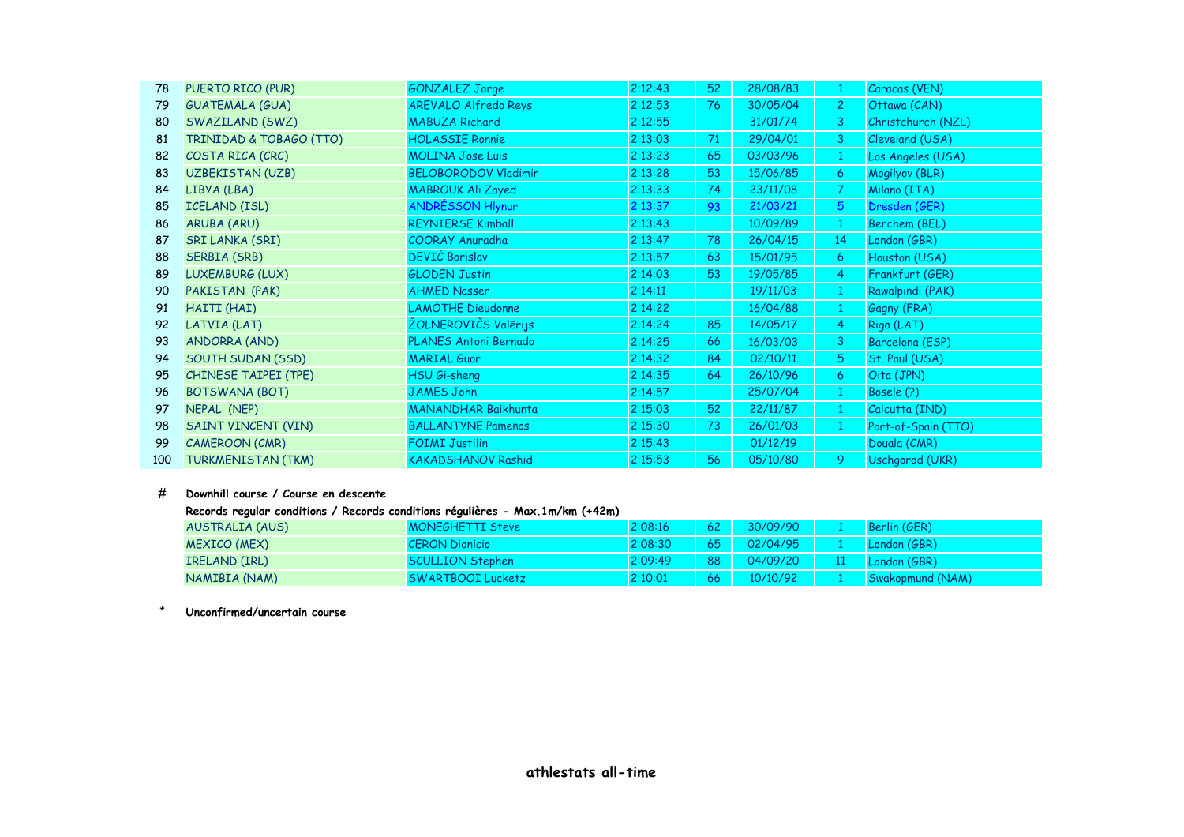| | | | | | | | |
|---|---|---|---|---|---|---|---|
| 78 | PUERTO RICO (PUR) | GONZALEZ Jorge | 2:12:43 | 52 | 28/08/83 | 1 | Caracas (VEN) |
| 79 | GUATEMALA (GUA) | AREVALO Alfredo Reys | 2:12:53 | 76 | 30/05/04 | 2 | Ottawa (CAN) |
| 80 | SWAZILAND (SWZ) | MABUZA Richard | 2:12:55 | | 31/01/74 | 3 | Christchurch (NZL) |
| 81 | TRINIDAD & TOBAGO (TTO) | HOLASSIE Ronnie | 2:13:03 | 71 | 29/04/01 | 3 | Cleveland (USA) |
| 82 | COSTA RICA (CRC) | MOLINA Jose Luis | 2:13:23 | 65 | 03/03/96 | 1 | Los Angeles (USA) |
| 83 | UZBEKISTAN (UZB) | BELOBORODOV Vladimir | 2:13:28 | 53 | 15/06/85 | 6 | Mogilyov (BLR) |
| 84 | LIBYA (LBA) | MABROUK Ali Zayed | 2:13:33 | 74 | 23/11/08 | 7 | Milano (ITA) |
| 85 | ICELAND (ISL) | ANDRÉSSON Hlynur | 2:13:37 | 93 | 21/03/21 | 5 | Dresden (GER) |
| 86 | ARUBA (ARU) | REYNIERSE Kimball | 2:13:43 | | 10/09/89 | 1 | Berchem (BEL) |
| 87 | SRI LANKA (SRI) | COORAY Anuradha | 2:13:47 | 78 | 26/04/15 | 14 | London (GBR) |
| 88 | SERBIA (SRB) | DEVIĆ Borislav | 2:13:57 | 63 | 15/01/95 | 6 | Houston (USA) |
| 89 | LUXEMBURG (LUX) | GLODEN Justin | 2:14:03 | 53 | 19/05/85 | 4 | Frankfurt (GER) |
| 90 | PAKISTAN (PAK) | AHMED Nasser | 2:14:11 | | 19/11/03 | 1 | Rawalpindi (PAK) |
| 91 | HAITI (HAI) | LAMOTHE Dieudonne | 2:14:22 | | 16/04/88 | 1 | Gagny (FRA) |
| 92 | LATVIA (LAT) | ŽOLNEROVIČS Valērijs | 2:14:24 | 85 | 14/05/17 | 4 | Riga (LAT) |
| 93 | ANDORRA (AND) | PLANES Antoni Bernado | 2:14:25 | 66 | 16/03/03 | 3 | Barcelona (ESP) |
| 94 | SOUTH SUDAN (SSD) | MARIAL Guor | 2:14:32 | 84 | 02/10/11 | 5 | St. Paul (USA) |
| 95 | CHINESE TAIPEI (TPE) | HSU Gi-sheng | 2:14:35 | 64 | 26/10/96 | 6 | Oita (JPN) |
| 96 | BOTSWANA (BOT) | JAMES John | 2:14:57 | | 25/07/04 | 1 | Bosele (?) |
| 97 | NEPAL (NEP) | MANANDHAR Baikhunta | 2:15:03 | 52 | 22/11/87 | 1 | Calcutta (IND) |
| 98 | SAINT VINCENT (VIN) | BALLANTYNE Pamenos | 2:15:30 | 73 | 26/01/03 | 1 | Port-of-Spain (TTO) |
| 99 | CAMEROON (CMR) | FOIMI Justilin | 2:15:43 | | 01/12/19 | | Douala (CMR) |
| 100 | TURKMENISTAN (TKM) | KAKADSHANOV Rashid | 2:15:53 | 56 | 05/10/80 | 9 | Uschgorod (UKR) |

\# **Downhill course / Course en descente**

**Records regular conditions / Records conditions régulières - Max.1m/km (+42m)**

| | | | | | | |
|---|---|---|---|---|---|---|
| AUSTRALIA (AUS) | MONEGHETTI Steve | 2:08:16 | 62 | 30/09/90 | 1 | Berlin (GER) |
| MEXICO (MEX) | CERON Dionicio | 2:08:30 | 65 | 02/04/95 | 1 | London (GBR) |
| IRELAND (IRL) | SCULLION Stephen | 2:09:49 | 88 | 04/09/20 | 11 | London (GBR) |
| NAMIBIA (NAM) | SWARTBOOI Lucketz | 2:10:01 | 66 | 10/10/92 | 1 | Swakopmund (NAM) |

\* **Unconfirmed/uncertain course**